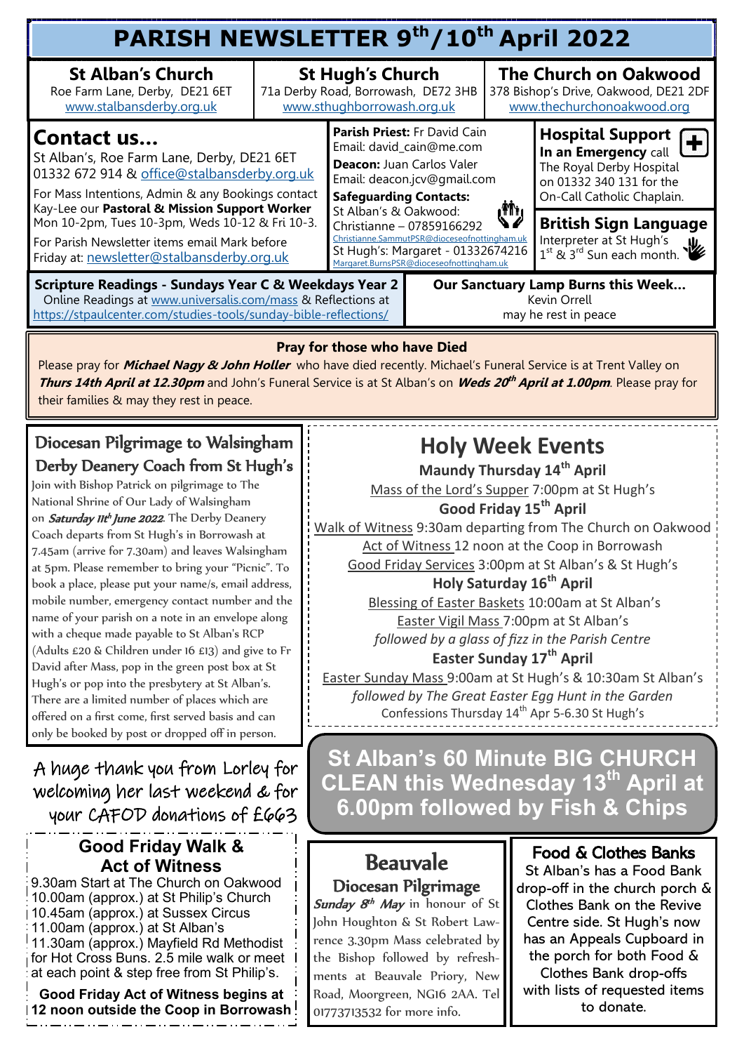# PARISH NEWSLETTER 9th/10th April 2022

**St Alban's Church**
Roe Farm Lane, Derby, DE21 6ET
www.stalbansderby.org.uk

**St Hugh's Church**
71a Derby Road, Borrowash, DE72 3HB
www.sthughborrowash.org.uk

**The Church on Oakwood**
378 Bishop's Drive, Oakwood, DE21 2DF
www.thechurchonoakwood.org

## Contact us...

St Alban's, Roe Farm Lane, Derby, DE21 6ET
01332 672 914 & office@stalbansderby.org.uk

For Mass Intentions, Admin & any Bookings contact Kay-Lee our **Pastoral & Mission Support Worker** Mon 10-2pm, Tues 10-3pm, Weds 10-12 & Fri 10-3.

For Parish Newsletter items email Mark before Friday at: newsletter@stalbansderby.org.uk

**Parish Priest:** Fr David Cain
Email: david_cain@me.com

**Deacon:** Juan Carlos Valer
Email: deacon.jcv@gmail.com

**Safeguarding Contacts:**
St Alban's & Oakwood:
Christianne – 07859166292
Christianne.SammutPSR@dioceseofnottingham.uk
St Hugh's: Margaret - 01332674216
Margaret.BurnsPSR@dioceseofnottingham.uk

**Hospital Support**
**In an Emergency** call The Royal Derby Hospital on 01332 340 131 for the On-Call Catholic Chaplain.

**British Sign Language**
Interpreter at St Hugh's 1st & 3rd Sun each month.

**Scripture Readings - Sundays Year C & Weekdays Year 2**
Online Readings at www.universalis.com/mass & Reflections at https://stpaulcenter.com/studies-tools/sunday-bible-reflections/

**Our Sanctuary Lamp Burns this Week...**
Kevin Orrell
may he rest in peace

**Pray for those who have Died**

Please pray for ***Michael Nagy & John Holler*** who have died recently. Michael's Funeral Service is at Trent Valley on ***Thurs 14th April at 12.30pm*** and John's Funeral Service is at St Alban's on ***Weds 20th April at 1.00pm***. Please pray for their families & may they rest in peace.

## Diocesan Pilgrimage to Walsingham
## Derby Deanery Coach from St Hugh's

Join with Bishop Patrick on pilgrimage to The National Shrine of Our Lady of Walsingham on ***Saturday 11th June 2022***. The Derby Deanery Coach departs from St Hugh's in Borrowash at 7.45am (arrive for 7.30am) and leaves Walsingham at 5pm. Please remember to bring your "Picnic". To book a place, please put your name/s, email address, mobile number, emergency contact number and the name of your parish on a note in an envelope along with a cheque made payable to St Alban's RCP (Adults £20 & Children under 16 £13) and give to Fr David after Mass, pop in the green post box at St Hugh's or pop into the presbytery at St Alban's. There are a limited number of places which are offered on a first come, first served basis and can only be booked by post or dropped off in person.

## Holy Week Events

**Maundy Thursday 14th April**
Mass of the Lord's Supper 7:00pm at St Hugh's

**Good Friday 15th April**
Walk of Witness 9:30am departing from The Church on Oakwood
Act of Witness 12 noon at the Coop in Borrowash
Good Friday Services 3:00pm at St Alban's & St Hugh's

**Holy Saturday 16th April**
Blessing of Easter Baskets 10:00am at St Alban's
Easter Vigil Mass 7:00pm at St Alban's
*followed by a glass of fizz in the Parish Centre*

**Easter Sunday 17th April**
Easter Sunday Mass 9:00am at St Hugh's & 10:30am St Alban's
*followed by The Great Easter Egg Hunt in the Garden*
Confessions Thursday 14th Apr 5-6.30 St Hugh's

A huge thank you from Lorley for welcoming her last weekend & for your CAFOD donations of £663

**St Alban's 60 Minute BIG CHURCH CLEAN this Wednesday 13th April at 6.00pm followed by Fish & Chips**

## Good Friday Walk & Act of Witness

9.30am Start at The Church on Oakwood
10.00am (approx.) at St Philip's Church
10.45am (approx.) at Sussex Circus
11.00am (approx.) at St Alban's
11.30am (approx.) Mayfield Rd Methodist for Hot Cross Buns. 2.5 mile walk or meet at each point & step free from St Philip's.

**Good Friday Act of Witness begins at 12 noon outside the Coop in Borrowash**

## Beauvale
### Diocesan Pilgrimage

***Sunday 8th May*** in honour of St John Houghton & St Robert Lawrence 3.30pm Mass celebrated by the Bishop followed by refreshments at Beauvale Priory, New Road, Moorgreen, NG16 2AA. Tel 01773713532 for more info.

## Food & Clothes Banks

St Alban's has a Food Bank drop-off in the church porch & Clothes Bank on the Revive Centre side. St Hugh's now has an Appeals Cupboard in the porch for both Food & Clothes Bank drop-offs with lists of requested items to donate.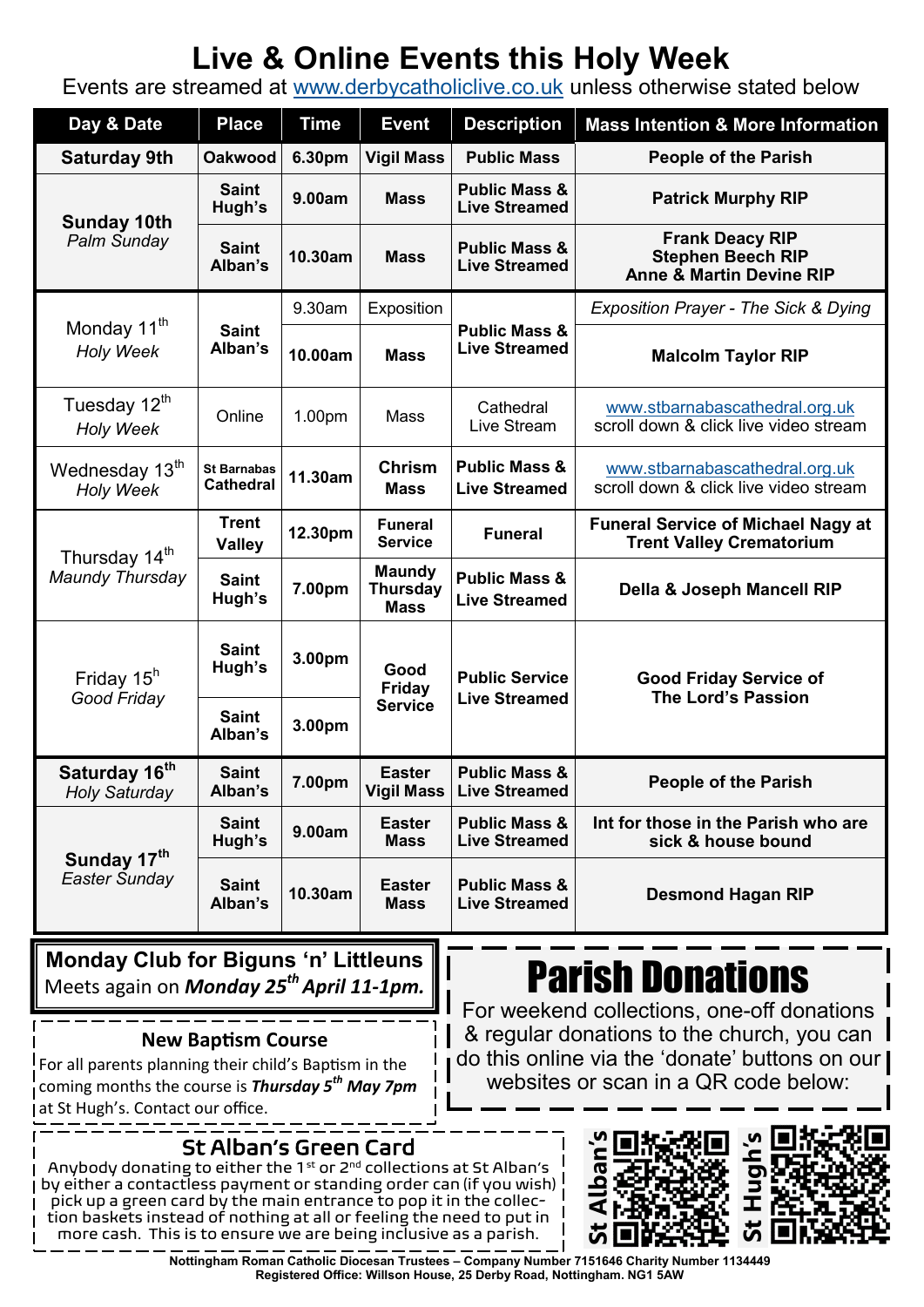# Live & Online Events this Holy Week

Events are streamed at www.derbycatholiclive.co.uk unless otherwise stated below

| Day & Date | Place | Time | Event | Description | Mass Intention & More Information |
|---|---|---|---|---|---|
| **Saturday 9th** | **Oakwood** | **6.30pm** | **Vigil Mass** | **Public Mass** | **People of the Parish** |
| **Sunday 10th** *Palm Sunday* | **Saint Hugh's** | **9.00am** | **Mass** | **Public Mass & Live Streamed** | **Patrick Murphy RIP** |
| | **Saint Alban's** | **10.30am** | **Mass** | **Public Mass & Live Streamed** | **Frank Deacy RIP Stephen Beech RIP Anne & Martin Devine RIP** |
| Monday 11th *Holy Week* | **Saint Alban's** | 9.30am | Exposition | **Public Mass & Live Streamed** | *Exposition Prayer - The Sick & Dying* |
| | | **10.00am** | **Mass** | | **Malcolm Taylor RIP** |
| Tuesday 12th *Holy Week* | Online | 1.00pm | Mass | Cathedral Live Stream | www.stbarnabascathedral.org.uk scroll down & click live video stream |
| Wednesday 13th *Holy Week* | **St Barnabas Cathedral** | **11.30am** | **Chrism Mass** | **Public Mass & Live Streamed** | www.stbarnabascathedral.org.uk scroll down & click live video stream |
| Thursday 14th *Maundy Thursday* | **Trent Valley** | **12.30pm** | **Funeral Service** | **Funeral** | **Funeral Service of Michael Nagy at Trent Valley Crematorium** |
| | **Saint Hugh's** | **7.00pm** | **Maundy Thursday Mass** | **Public Mass & Live Streamed** | **Della & Joseph Mancell RIP** |
| Friday 15h *Good Friday* | **Saint Hugh's** | **3.00pm** | **Good Friday Service** | **Public Service Live Streamed** | **Good Friday Service of The Lord's Passion** |
| | **Saint Alban's** | **3.00pm** | | | |
| **Saturday 16th** *Holy Saturday* | **Saint Alban's** | **7.00pm** | **Easter Vigil Mass** | **Public Mass & Live Streamed** | **People of the Parish** |
| **Sunday 17th** *Easter Sunday* | **Saint Hugh's** | **9.00am** | **Easter Mass** | **Public Mass & Live Streamed** | **Int for those in the Parish who are sick & house bound** |
| | **Saint Alban's** | **10.30am** | **Easter Mass** | **Public Mass & Live Streamed** | **Desmond Hagan RIP** |

**Monday Club for Biguns 'n' Littleuns**
Meets again on ***Monday 25th April 11-1pm.***

**New Baptism Course**

For all parents planning their child's Baptism in the coming months the course is ***Thursday 5th May 7pm*** at St Hugh's. Contact our office.

## Parish Donations

For weekend collections, one-off donations & regular donations to the church, you can do this online via the 'donate' buttons on our websites or scan in a QR code below:

St Alban's    St Hugh's

**St Alban's Green Card**

Anybody donating to either the 1st or 2nd collections at St Alban's by either a contactless payment or standing order can (if you wish) pick up a green card by the main entrance to pop it in the collection baskets instead of nothing at all or feeling the need to put in more cash. This is to ensure we are being inclusive as a parish.

**Nottingham Roman Catholic Diocesan Trustees – Company Number 7151646 Charity Number 1134449**
**Registered Office: Willson House, 25 Derby Road, Nottingham. NG1 5AW**